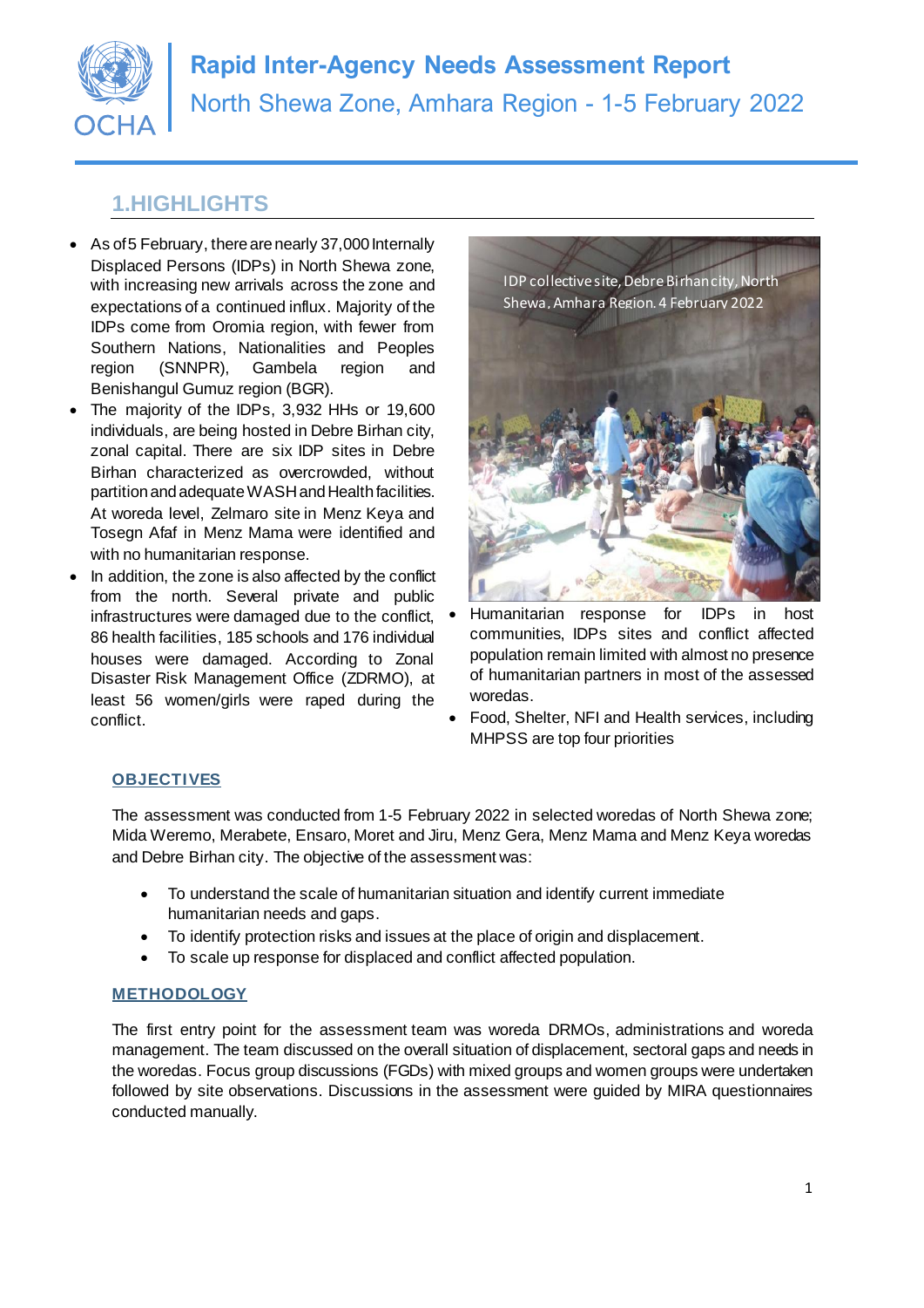# Rapid Inter-Agency Needs Assessment Report

North Shewa Zone, Amhara Region - 1-5 February 2022

## 1.HIGHLIGHTS

- As of 5 February, there are nearly 37,000 Internally Displaced Persons (IDPs) in North Shewa zone, with increasing new arrivals across the zone and expectations of a continued influx. Majority of the IDPs come from Oromia region, with fewer from Southern Nations, Nationalities and Peoples region (SNNPR), Gambela region and Benishangul Gumuz region (BGR).
- The majority of the IDPs, 3,932 HHs or 19,600 individuals, are being hosted in Debre Birhan city, zonal capital. There are six IDP sites in Debre Birhan characterized as overcrowded, without partition and adequate WASH and Health facilities. At woreda level, Zelmaro site in Menz Keya and Tosegn Afaf in Menz Mama were identified and with no humanitarian response.
- In addition, the zone is also affected by the conflict from the north. Several private and public infrastructures were damaged due to the conflict, 86 health facilities, 185 schools and 176 individual houses were damaged. According to Zonal Disaster Risk Management Office (ZDRMO), at least 56 women/girls were raped during the conflict.

IDP collective site, Debre Birhan city, North Shewa, Amhara Region. 4 February 2022

- Humanitarian response for IDPs in host communities, IDPs sites and conflict affected population remain limited with almost no presence of humanitarian partners in most of the assessed woredas.
- Food, Shelter, NFI and Health services, including MHPSS are top four priorities

### OBJECTIVES

The assessment was conducted from 1-5 February 2022 in selected woredas of North Shewa zone; Mida Weremo, Merabete, Ensaro, Moret and Jiru, Menz Gera, Menz Mama and Menz Keya woredas and Debre Birhan city. The objective of the assessment was:

- To understand the scale of humanitarian situation and identify current immediate humanitarian needs and gaps.
- To identify protection risks and issues at the place of origin and displacement.
- To scale up response for displaced and conflict affected population.

### METHODOLOGY

The first entry point for the assessment team was woreda DRMOs, administrations and woreda management. The team discussed on the overall situation of displacement, sectoral gaps and needs in the woredas. Focus group discussions (FGDs) with mixed groups and women groups were undertaken followed by site observations. Discussions in the assessment were guided by MIRA questionnaires conducted manually.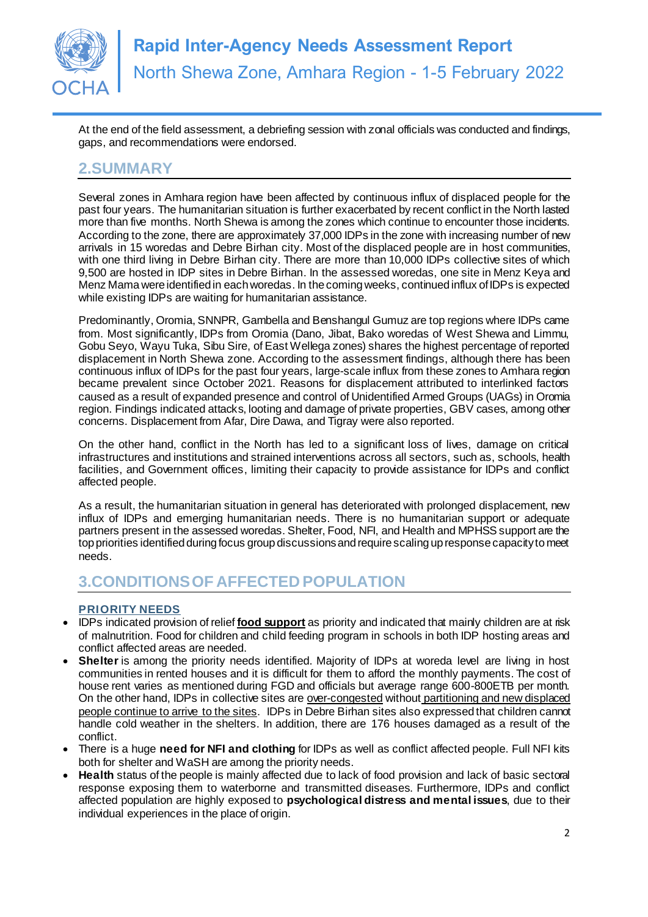At the end of the field assessment, a debriefing session with zonal officials was conducted and findings, gaps, and recommendations were endorsed.

## 2.SUMMARY

Several zones in Amhara region have been affected by continuous influx of displaced people for the past four years. The humanitarian situation is further exacerbated by recent conflict in the North lasted more than five months. North Shewa is among the zones which continue to encounter those incidents. According to the zone, there are approximately 37,000 IDPs in the zone with increasing number of new arrivals in 15 woredas and Debre Birhan city. Most of the displaced people are in host communities, with one third living in Debre Birhan city. There are more than 10,000 IDPs collective sites of which 9,500 are hosted in IDP sites in Debre Birhan. In the assessed woredas, one site in Menz Keya and Menz Mama were identified in each woredas. In the coming weeks, continued influx of IDPs is expected while existing IDPs are waiting for humanitarian assistance.

Predominantly, Oromia, SNNPR, Gambella and Benshangul Gumuz are top regions where IDPs came from. Most significantly, IDPs from Oromia (Dano, Jibat, Bako woredas of West Shewa and Limmu, Gobu Seyo, Wayu Tuka, Sibu Sire, of East Wellega zones) shares the highest percentage of reported displacement in North Shewa zone. According to the assessment findings, although there has been continuous influx of IDPs for the past four years, large-scale influx from these zones to Amhara region became prevalent since October 2021. Reasons for displacement attributed to interlinked factors caused as a result of expanded presence and control of Unidentified Armed Groups (UAGs) in Oromia region. Findings indicated attacks, looting and damage of private properties, GBV cases, among other concerns. Displacement from Afar, Dire Dawa, and Tigray were also reported.

On the other hand, conflict in the North has led to a significant loss of lives, damage on critical infrastructures and institutions and strained interventions across all sectors, such as, schools, health facilities, and Government offices, limiting their capacity to provide assistance for IDPs and conflict affected people.

As a result, the humanitarian situation in general has deteriorated with prolonged displacement, new influx of IDPs and emerging humanitarian needs. There is no humanitarian support or adequate partners present in the assessed woredas. Shelter, Food, NFI, and Health and MPHSS support are the top priorities identified during focus group discussions and require scaling up response capacity to meet needs.

## 3.CONDITIONS OF AFFECTED POPULATION

### PRIORITY NEEDS

- IDPs indicated provision of relief **food support** as priority and indicated that mainly children are at risk of malnutrition. Food for children and child feeding program in schools in both IDP hosting areas and conflict affected areas are needed.
- **Shelter** is among the priority needs identified. Majority of IDPs at woreda level are living in host communities in rented houses and it is difficult for them to afford the monthly payments. The cost of house rent varies as mentioned during FGD and officials but average range 600-800ETB per month. On the other hand, IDPs in collective sites are over-congested without partitioning and new displaced people continue to arrive to the sites. IDPs in Debre Birhan sites also expressed that children cannot handle cold weather in the shelters. In addition, there are 176 houses damaged as a result of the conflict.
- There is a huge **need for NFI and clothing** for IDPs as well as conflict affected people. Full NFI kits both for shelter and WaSH are among the priority needs.
- **Health** status of the people is mainly affected due to lack of food provision and lack of basic sectoral response exposing them to waterborne and transmitted diseases. Furthermore, IDPs and conflict affected population are highly exposed to **psychological distress and mental issues**, due to their individual experiences in the place of origin.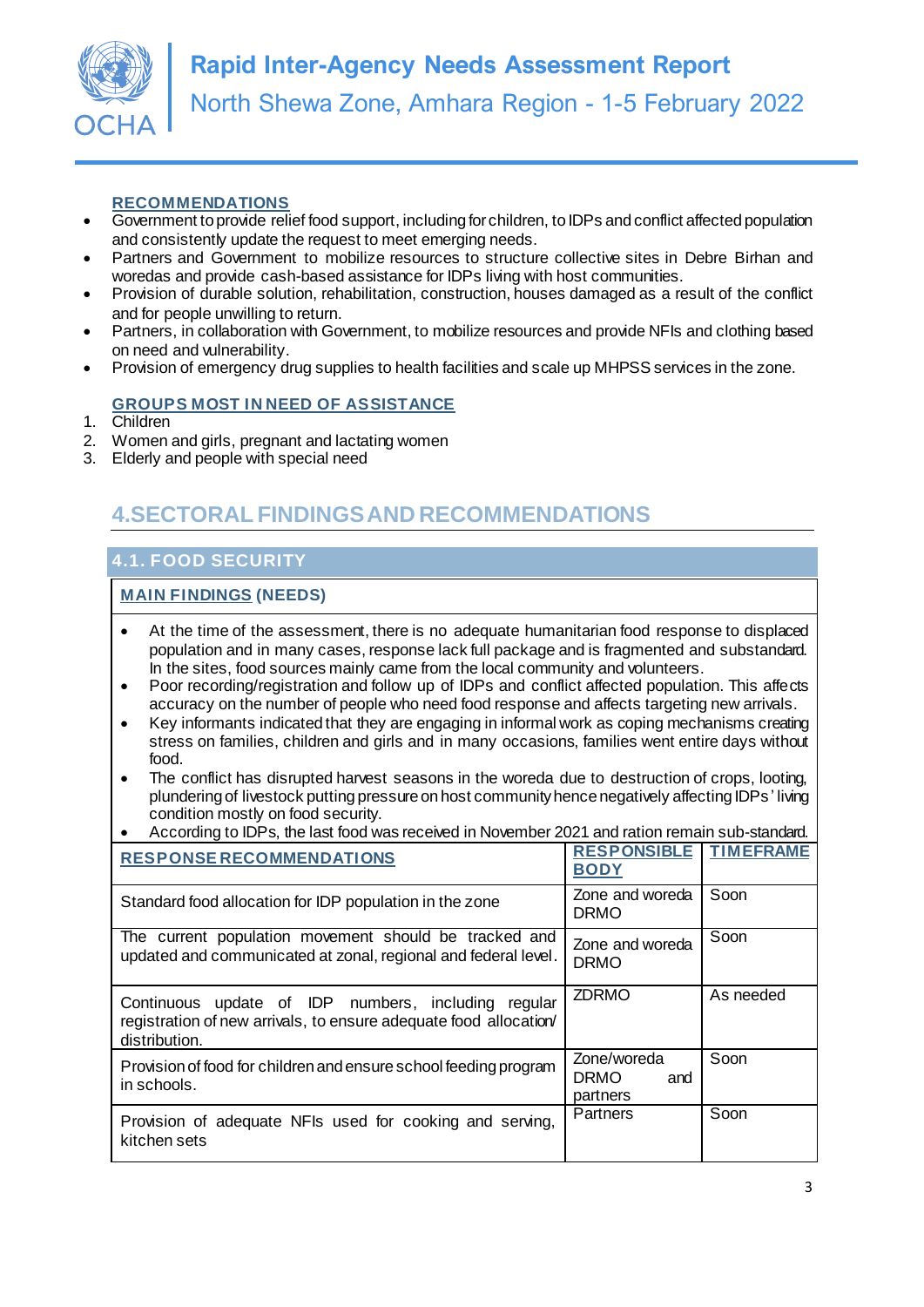**RECOMMENDATIONS**

- Government to provide relief food support, including for children, to IDPs and conflict affected population and consistently update the request to meet emerging needs.
- Partners and Government to mobilize resources to structure collective sites in Debre Birhan and woredas and provide cash-based assistance for IDPs living with host communities.
- Provision of durable solution, rehabilitation, construction, houses damaged as a result of the conflict and for people unwilling to return.
- Partners, in collaboration with Government, to mobilize resources and provide NFIs and clothing based on need and vulnerability.
- Provision of emergency drug supplies to health facilities and scale up MHPSS services in the zone.

**GROUPS MOST IN NEED OF ASSISTANCE**

1. Children
2. Women and girls, pregnant and lactating women
3. Elderly and people with special need

## 4. SECTORAL FINDINGS AND RECOMMENDATIONS

### 4.1. FOOD SECURITY

**MAIN FINDINGS (NEEDS)**

- At the time of the assessment, there is no adequate humanitarian food response to displaced population and in many cases, response lack full package and is fragmented and substandard. In the sites, food sources mainly came from the local community and volunteers.
- Poor recording/registration and follow up of IDPs and conflict affected population. This affects accuracy on the number of people who need food response and affects targeting new arrivals.
- Key informants indicated that they are engaging in informal work as coping mechanisms creating stress on families, children and girls and in many occasions, families went entire days without food.
- The conflict has disrupted harvest seasons in the woreda due to destruction of crops, looting, plundering of livestock putting pressure on host community hence negatively affecting IDPs' living condition mostly on food security.
- According to IDPs, the last food was received in November 2021 and ration remain sub-standard.

| RESPONSE RECOMMENDATIONS | RESPONSIBLE BODY | TIMEFRAME |
|---|---|---|
| Standard food allocation for IDP population in the zone | Zone and woreda DRMO | Soon |
| The current population movement should be tracked and updated and communicated at zonal, regional and federal level. | Zone and woreda DRMO | Soon |
| Continuous update of IDP numbers, including regular registration of new arrivals, to ensure adequate food allocation/ distribution. | ZDRMO | As needed |
| Provision of food for children and ensure school feeding program in schools. | Zone/woreda DRMO and partners | Soon |
| Provision of adequate NFIs used for cooking and serving, kitchen sets | Partners | Soon |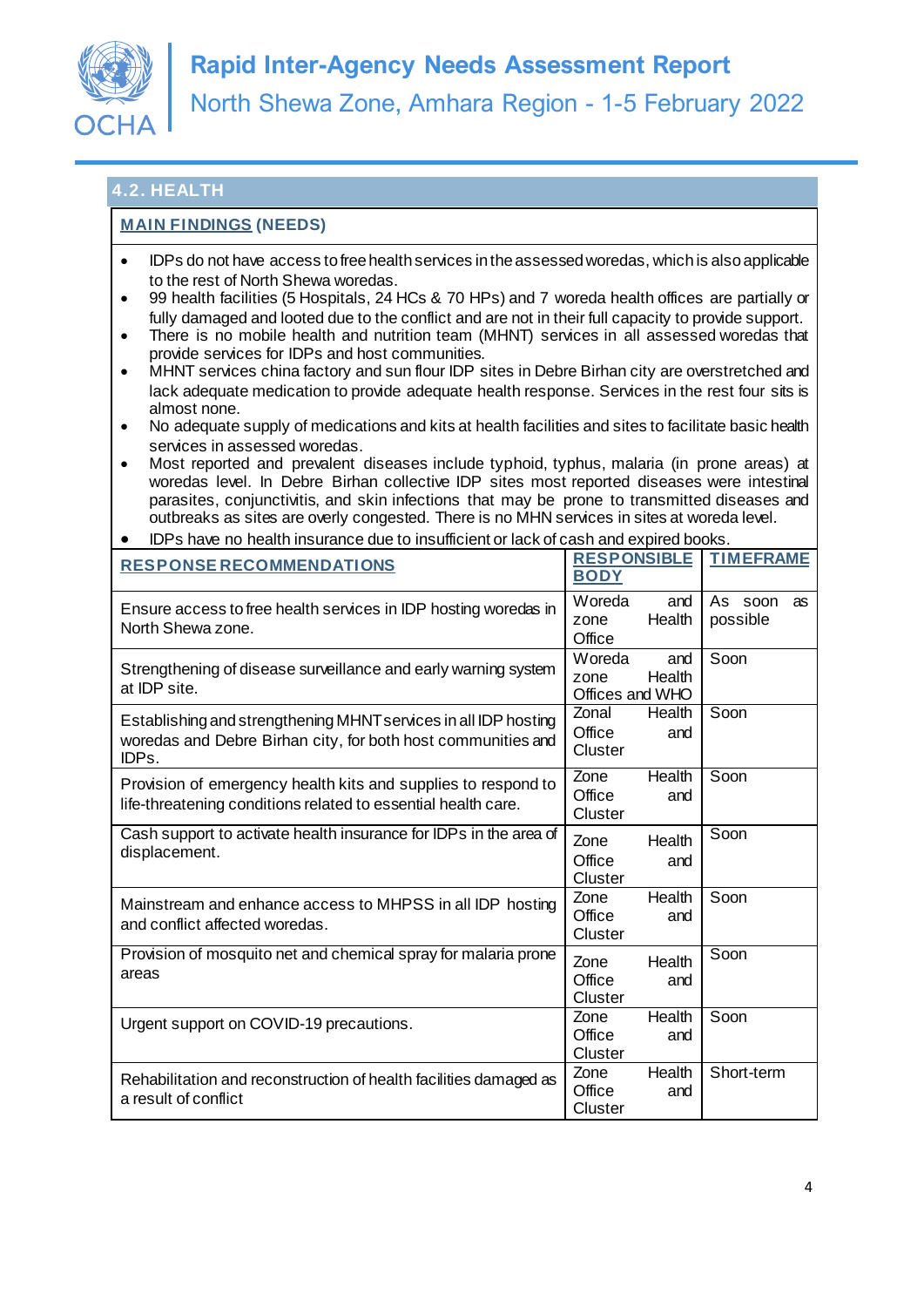## 4.2. HEALTH

**MAIN FINDINGS (NEEDS)**

- IDPs do not have access to free health services in the assessed woredas, which is also applicable to the rest of North Shewa woredas.
- 99 health facilities (5 Hospitals, 24 HCs & 70 HPs) and 7 woreda health offices are partially or fully damaged and looted due to the conflict and are not in their full capacity to provide support.
- There is no mobile health and nutrition team (MHNT) services in all assessed woredas that provide services for IDPs and host communities.
- MHNT services china factory and sun flour IDP sites in Debre Birhan city are overstretched and lack adequate medication to provide adequate health response. Services in the rest four sits is almost none.
- No adequate supply of medications and kits at health facilities and sites to facilitate basic health services in assessed woredas.
- Most reported and prevalent diseases include typhoid, typhus, malaria (in prone areas) at woredas level. In Debre Birhan collective IDP sites most reported diseases were intestinal parasites, conjunctivitis, and skin infections that may be prone to transmitted diseases and outbreaks as sites are overly congested. There is no MHN services in sites at woreda level.
- IDPs have no health insurance due to insufficient or lack of cash and expired books.

| RESPONSE RECOMMENDATIONS | RESPONSIBLE BODY | TIMEFRAME |
|---|---|---|
| Ensure access to free health services in IDP hosting woredas in North Shewa zone. | Woreda and zone Health Office | As soon as possible |
| Strengthening of disease surveillance and early warning system at IDP site. | Woreda and zone Health Offices and WHO | Soon |
| Establishing and strengthening MHNT services in all IDP hosting woredas and Debre Birhan city, for both host communities and IDPs. | Zonal Health Office and Cluster | Soon |
| Provision of emergency health kits and supplies to respond to life-threatening conditions related to essential health care. | Zone Health Office and Cluster | Soon |
| Cash support to activate health insurance for IDPs in the area of displacement. | Zone Health Office and Cluster | Soon |
| Mainstream and enhance access to MHPSS in all IDP hosting and conflict affected woredas. | Zone Health Office and Cluster | Soon |
| Provision of mosquito net and chemical spray for malaria prone areas | Zone Health Office and Cluster | Soon |
| Urgent support on COVID-19 precautions. | Zone Health Office and Cluster | Soon |
| Rehabilitation and reconstruction of health facilities damaged as a result of conflict | Zone Health Office and Cluster | Short-term |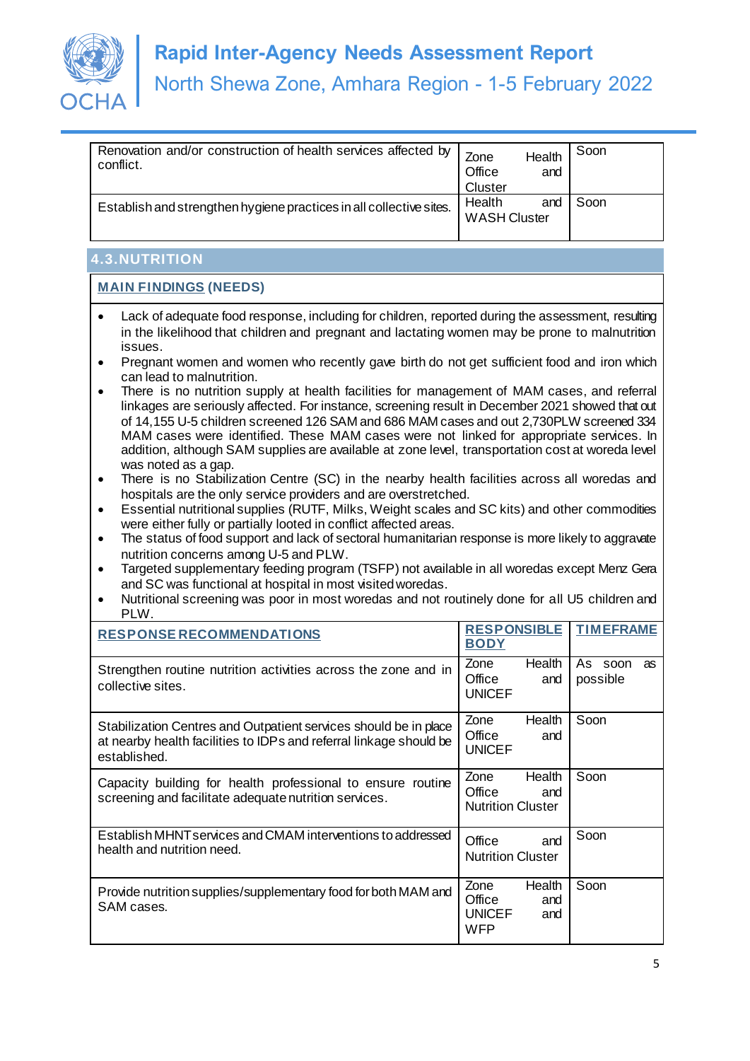| | | |
|---|---|---|
| Renovation and/or construction of health services affected by conflict. | Zone Health Office and Cluster | Soon |
| Establish and strengthen hygiene practices in all collective sites. | Health and WASH Cluster | Soon |

## 4.3. NUTRITION

### MAIN FINDINGS (NEEDS)

- Lack of adequate food response, including for children, reported during the assessment, resulting in the likelihood that children and pregnant and lactating women may be prone to malnutrition issues.
- Pregnant women and women who recently gave birth do not get sufficient food and iron which can lead to malnutrition.
- There is no nutrition supply at health facilities for management of MAM cases, and referral linkages are seriously affected. For instance, screening result in December 2021 showed that out of 14,155 U-5 children screened 126 SAM and 686 MAM cases and out 2,730PLW screened 334 MAM cases were identified. These MAM cases were not linked for appropriate services. In addition, although SAM supplies are available at zone level, transportation cost at woreda level was noted as a gap.
- There is no Stabilization Centre (SC) in the nearby health facilities across all woredas and hospitals are the only service providers and are overstretched.
- Essential nutritional supplies (RUTF, Milks, Weight scales and SC kits) and other commodities were either fully or partially looted in conflict affected areas.
- The status of food support and lack of sectoral humanitarian response is more likely to aggravate nutrition concerns among U-5 and PLW.
- Targeted supplementary feeding program (TSFP) not available in all woredas except Menz Gera and SC was functional at hospital in most visited woredas.
- Nutritional screening was poor in most woredas and not routinely done for all U5 children and PLW.

| RESPONSE RECOMMENDATIONS | RESPONSIBLE BODY | TIMEFRAME |
|---|---|---|
| Strengthen routine nutrition activities across the zone and in collective sites. | Zone Health Office and UNICEF | As soon as possible |
| Stabilization Centres and Outpatient services should be in place at nearby health facilities to IDPs and referral linkage should be established. | Zone Health Office and UNICEF | Soon |
| Capacity building for health professional to ensure routine screening and facilitate adequate nutrition services. | Zone Health Office and Nutrition Cluster | Soon |
| Establish MHNT services and CMAM interventions to addressed health and nutrition need. | Office and Nutrition Cluster | Soon |
| Provide nutrition supplies/supplementary food for both MAM and SAM cases. | Zone Health Office and UNICEF and WFP | Soon |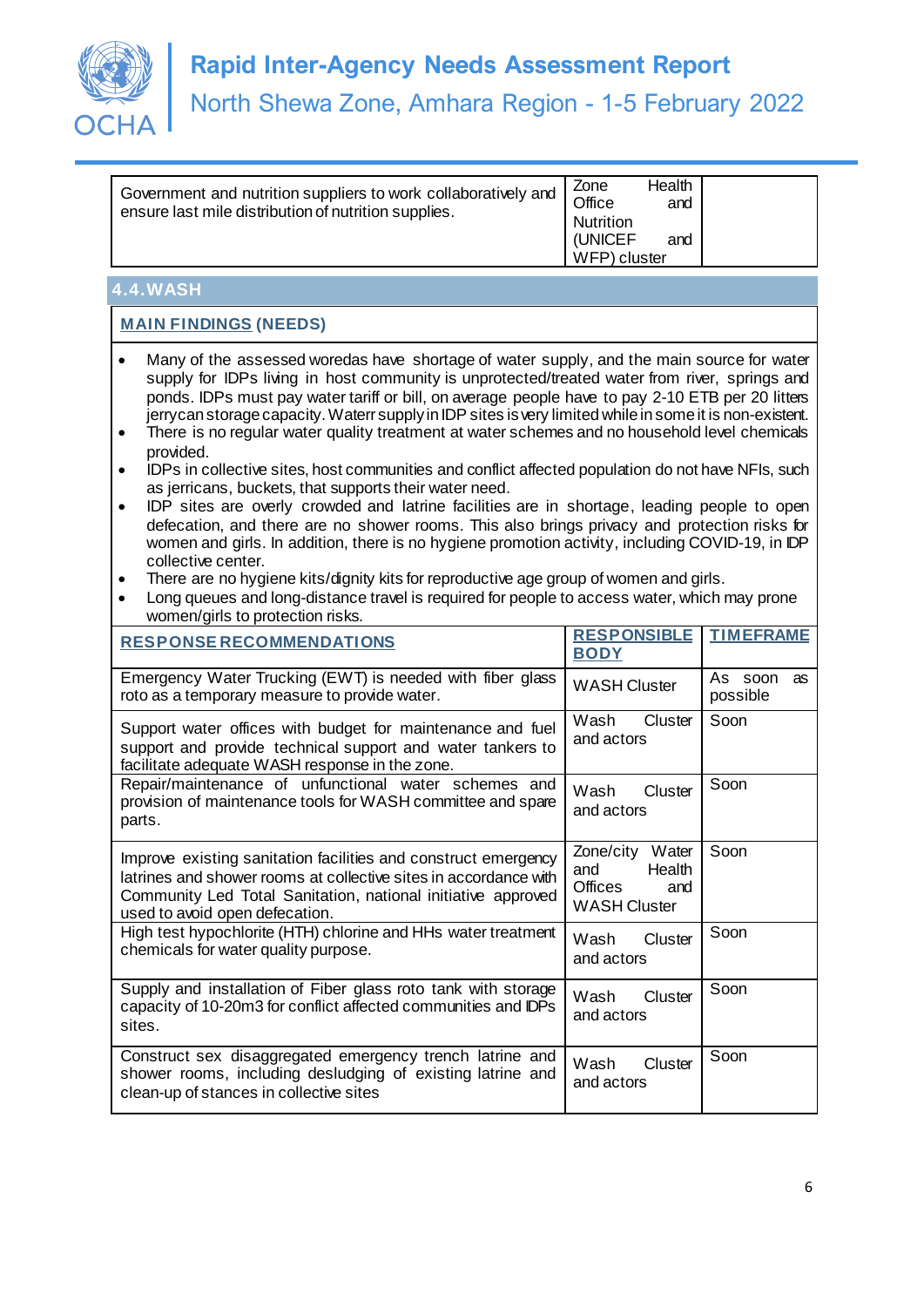| | | |
|---|---|---|
| Government and nutrition suppliers to work collaboratively and ensure last mile distribution of nutrition supplies. | Zone Health Office and Nutrition (UNICEF and WFP) cluster | |

## 4.4. WASH

### MAIN FINDINGS (NEEDS)

- Many of the assessed woredas have shortage of water supply, and the main source for water supply for IDPs living in host community is unprotected/treated water from river, springs and ponds. IDPs must pay water tariff or bill, on average people have to pay 2-10 ETB per 20 liters jerrycan storage capacity. Waterr supply in IDP sites is very limited while in some it is non-existent.
- There is no regular water quality treatment at water schemes and no household level chemicals provided.
- IDPs in collective sites, host communities and conflict affected population do not have NFIs, such as jerricans, buckets, that supports their water need.
- IDP sites are overly crowded and latrine facilities are in shortage, leading people to open defecation, and there are no shower rooms. This also brings privacy and protection risks for women and girls. In addition, there is no hygiene promotion activity, including COVID-19, in IDP collective center.
- There are no hygiene kits/dignity kits for reproductive age group of women and girls.
- Long queues and long-distance travel is required for people to access water, which may prone women/girls to protection risks.

| RESPONSE RECOMMENDATIONS | RESPONSIBLE BODY | TIMEFRAME |
|---|---|---|
| Emergency Water Trucking (EWT) is needed with fiber glass roto as a temporary measure to provide water. | WASH Cluster | As soon as possible |
| Support water offices with budget for maintenance and fuel support and provide technical support and water tankers to facilitate adequate WASH response in the zone. | Wash Cluster and actors | Soon |
| Repair/maintenance of unfunctional water schemes and provision of maintenance tools for WASH committee and spare parts. | Wash Cluster and actors | Soon |
| Improve existing sanitation facilities and construct emergency latrines and shower rooms at collective sites in accordance with Community Led Total Sanitation, national initiative approved used to avoid open defecation. | Zone/city Water and Health Offices and WASH Cluster | Soon |
| High test hypochlorite (HTH) chlorine and HHs water treatment chemicals for water quality purpose. | Wash Cluster and actors | Soon |
| Supply and installation of Fiber glass roto tank with storage capacity of 10-20m3 for conflict affected communities and IDPs sites. | Wash Cluster and actors | Soon |
| Construct sex disaggregated emergency trench latrine and shower rooms, including desludging of existing latrine and clean-up of stances in collective sites | Wash Cluster and actors | Soon |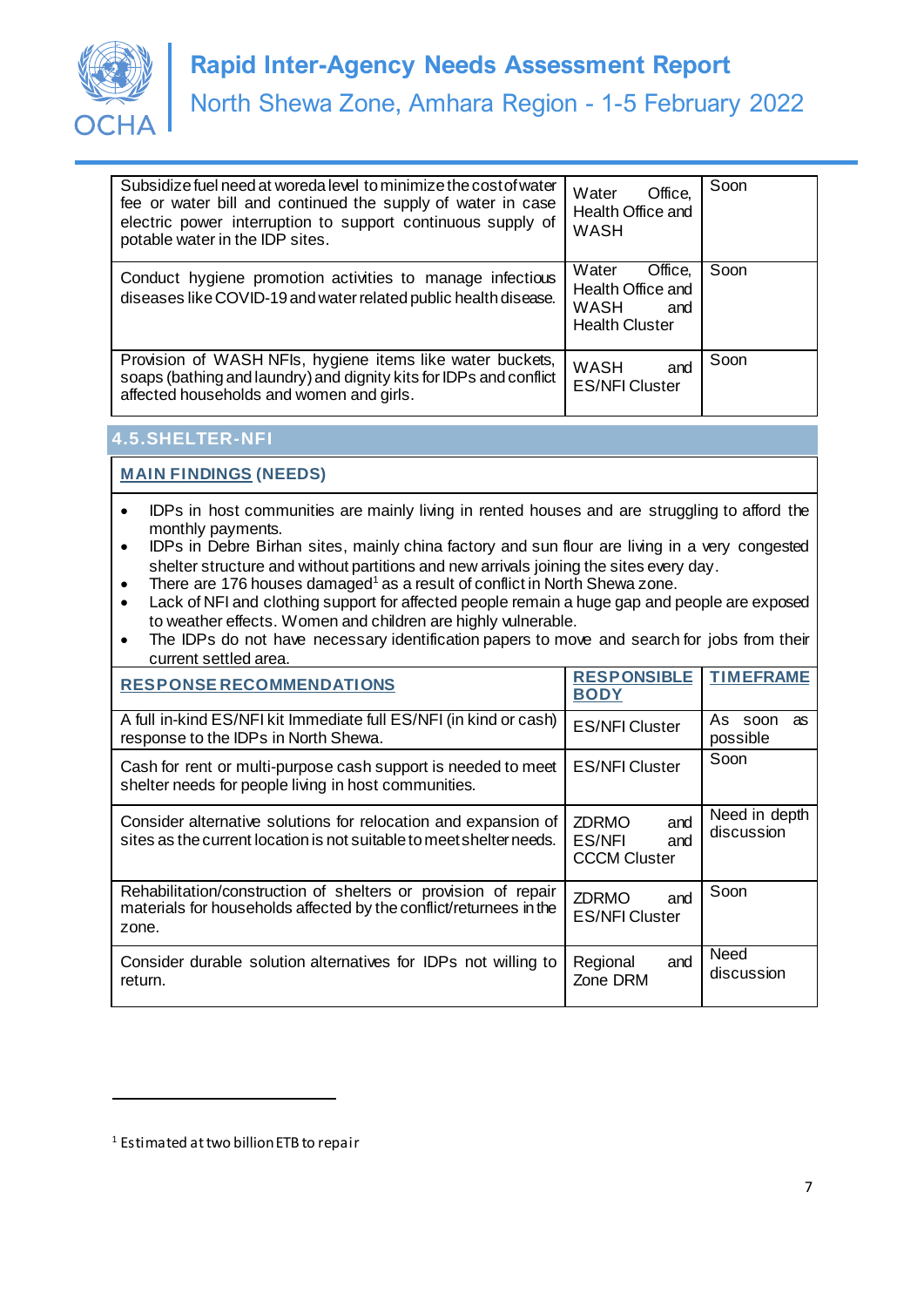| | | |
|---|---|---|
| Subsidize fuel need at woreda level to minimize the cost of water fee or water bill and continued the supply of water in case electric power interruption to support continuous supply of potable water in the IDP sites. | Water Office, Health Office and WASH | Soon |
| Conduct hygiene promotion activities to manage infectious diseases like COVID-19 and water related public health disease. | Water Office, Health Office and WASH and Health Cluster | Soon |
| Provision of WASH NFIs, hygiene items like water buckets, soaps (bathing and laundry) and dignity kits for IDPs and conflict affected households and women and girls. | WASH and ES/NFI Cluster | Soon |

## 4.5. SHELTER-NFI

**MAIN FINDINGS (NEEDS)**

- IDPs in host communities are mainly living in rented houses and are struggling to afford the monthly payments.
- IDPs in Debre Birhan sites, mainly china factory and sun flour are living in a very congested shelter structure and without partitions and new arrivals joining the sites every day.
- There are 176 houses damaged[1] as a result of conflict in North Shewa zone.
- Lack of NFI and clothing support for affected people remain a huge gap and people are exposed to weather effects. Women and children are highly vulnerable.
- The IDPs do not have necessary identification papers to move and search for jobs from their current settled area.

| RESPONSE RECOMMENDATIONS | RESPONSIBLE BODY | TIMEFRAME |
|---|---|---|
| A full in-kind ES/NFI kit Immediate full ES/NFI (in kind or cash) response to the IDPs in North Shewa. | ES/NFI Cluster | As soon as possible |
| Cash for rent or multi-purpose cash support is needed to meet shelter needs for people living in host communities. | ES/NFI Cluster | Soon |
| Consider alternative solutions for relocation and expansion of sites as the current location is not suitable to meet shelter needs. | ZDRMO and ES/NFI and CCCM Cluster | Need in depth discussion |
| Rehabilitation/construction of shelters or provision of repair materials for households affected by the conflict/returnees in the zone. | ZDRMO and ES/NFI Cluster | Soon |
| Consider durable solution alternatives for IDPs not willing to return. | Regional and Zone DRM | Need discussion |

[1] Estimated at two billion ETB to repair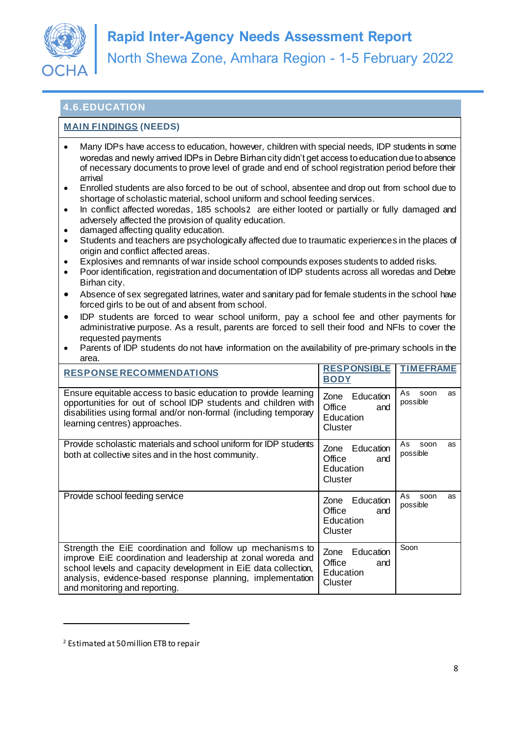## 4.6. EDUCATION

**MAIN FINDINGS (NEEDS)**

- Many IDPs have access to education, however, children with special needs, IDP students in some woredas and newly arrived IDPs in Debre Birhan city didn't get access to education due to absence of necessary documents to prove level of grade and end of school registration period before their arrival
- Enrolled students are also forced to be out of school, absentee and drop out from school due to shortage of scholastic material, school uniform and school feeding services.
- In conflict affected woredas, 185 schools[2] are either looted or partially or fully damaged and adversely affected the provision of quality education.
- damaged affecting quality education.
- Students and teachers are psychologically affected due to traumatic experiences in the places of origin and conflict affected areas.
- Explosives and remnants of war inside school compounds exposes students to added risks.
- Poor identification, registration and documentation of IDP students across all woredas and Debre Birhan city.
- Absence of sex segregated latrines, water and sanitary pad for female students in the school have forced girls to be out of and absent from school.
- IDP students are forced to wear school uniform, pay a school fee and other payments for administrative purpose. As a result, parents are forced to sell their food and NFIs to cover the requested payments
- Parents of IDP students do not have information on the availability of pre-primary schools in the area.

| RESPONSE RECOMMENDATIONS | RESPONSIBLE BODY | TIMEFRAME |
|---|---|---|
| Ensure equitable access to basic education to provide learning opportunities for out of school IDP students and children with disabilities using formal and/or non-formal (including temporary learning centres) approaches. | Zone Education Office and Education Cluster | As soon as possible |
| Provide scholastic materials and school uniform for IDP students both at collective sites and in the host community. | Zone Education Office and Education Cluster | As soon as possible |
| Provide school feeding service | Zone Education Office and Education Cluster | As soon as possible |
| Strength the EiE coordination and follow up mechanisms to improve EiE coordination and leadership at zonal woreda and school levels and capacity development in EiE data collection, analysis, evidence-based response planning, implementation and monitoring and reporting. | Zone Education Office and Education Cluster | Soon |

---

[2] Estimated at 50 million ETB to repair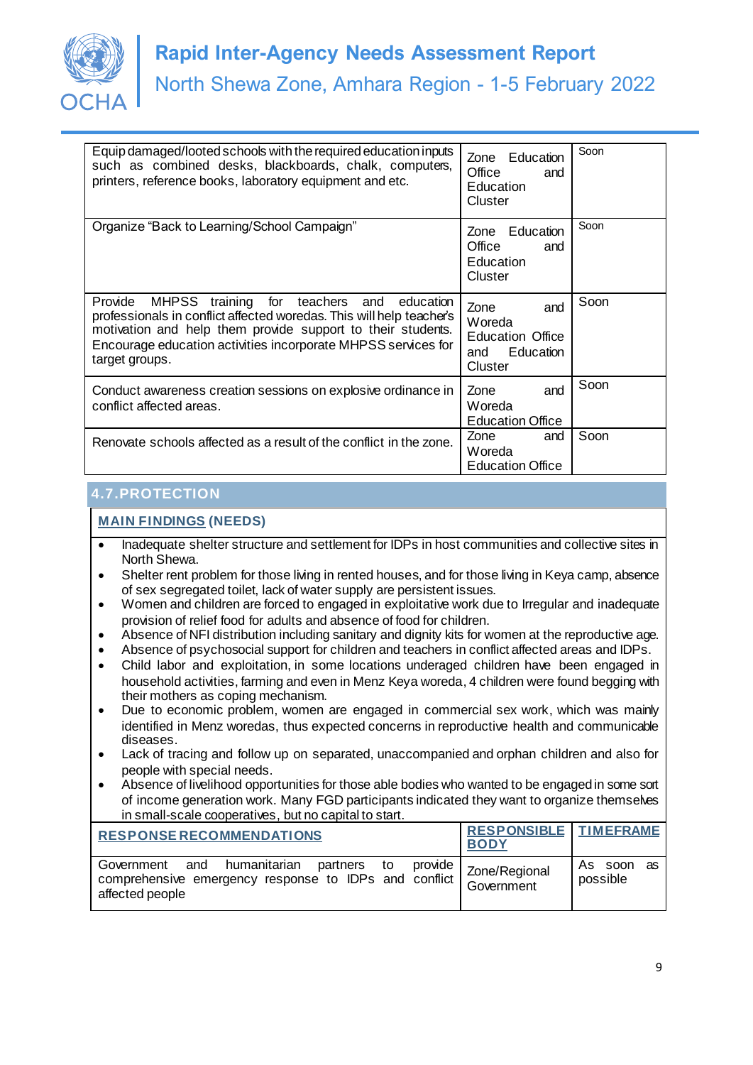| | | |
|---|---|---|
| Equip damaged/looted schools with the required education inputs such as combined desks, blackboards, chalk, computers, printers, reference books, laboratory equipment and etc. | Zone Education Office and Education Cluster | Soon |
| Organize "Back to Learning/School Campaign" | Zone Education Office and Education Cluster | Soon |
| Provide MHPSS training for teachers and education professionals in conflict affected woredas. This will help teacher's motivation and help them provide support to their students. Encourage education activities incorporate MHPSS services for target groups. | Zone and Woreda Education Office and Education Cluster | Soon |
| Conduct awareness creation sessions on explosive ordinance in conflict affected areas. | Zone and Woreda Education Office | Soon |
| Renovate schools affected as a result of the conflict in the zone. | Zone and Woreda Education Office | Soon |

## 4.7. PROTECTION

**MAIN FINDINGS (NEEDS)**

- Inadequate shelter structure and settlement for IDPs in host communities and collective sites in North Shewa.
- Shelter rent problem for those living in rented houses, and for those living in Keya camp, absence of sex segregated toilet, lack of water supply are persistent issues.
- Women and children are forced to engaged in exploitative work due to Irregular and inadequate provision of relief food for adults and absence of food for children.
- Absence of NFI distribution including sanitary and dignity kits for women at the reproductive age.
- Absence of psychosocial support for children and teachers in conflict affected areas and IDPs.
- Child labor and exploitation, in some locations underaged children have been engaged in household activities, farming and even in Menz Keya woreda, 4 children were found begging with their mothers as coping mechanism.
- Due to economic problem, women are engaged in commercial sex work, which was mainly identified in Menz woredas, thus expected concerns in reproductive health and communicable diseases.
- Lack of tracing and follow up on separated, unaccompanied and orphan children and also for people with special needs.
- Absence of livelihood opportunities for those able bodies who wanted to be engaged in some sort of income generation work. Many FGD participants indicated they want to organize themselves in small-scale cooperatives, but no capital to start.

| **RESPONSE RECOMMENDATIONS** | **RESPONSIBLE BODY** | **TIMEFRAME** |
|---|---|---|
| Government and humanitarian partners to provide comprehensive emergency response to IDPs and conflict affected people | Zone/Regional Government | As soon as possible |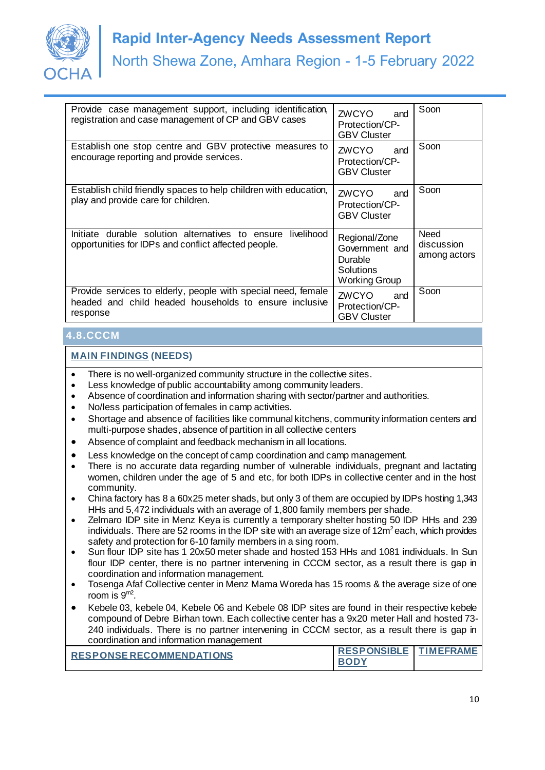| | | |
|---|---|---|
| Provide case management support, including identification, registration and case management of CP and GBV cases | ZWCYO and Protection/CP-GBV Cluster | Soon |
| Establish one stop centre and GBV protective measures to encourage reporting and provide services. | ZWCYO and Protection/CP-GBV Cluster | Soon |
| Establish child friendly spaces to help children with education, play and provide care for children. | ZWCYO and Protection/CP-GBV Cluster | Soon |
| Initiate durable solution alternatives to ensure livelihood opportunities for IDPs and conflict affected people. | Regional/Zone Government and Durable Solutions Working Group | Need discussion among actors |
| Provide services to elderly, people with special need, female headed and child headed households to ensure inclusive response | ZWCYO and Protection/CP-GBV Cluster | Soon |

## 4.8. CCCM

### MAIN FINDINGS (NEEDS)

- There is no well-organized community structure in the collective sites.
- Less knowledge of public accountability among community leaders.
- Absence of coordination and information sharing with sector/partner and authorities.
- No/less participation of females in camp activities.
- Shortage and absence of facilities like communal kitchens, community information centers and multi-purpose shades, absence of partition in all collective centers
- Absence of complaint and feedback mechanism in all locations.
- Less knowledge on the concept of camp coordination and camp management.
- There is no accurate data regarding number of vulnerable individuals, pregnant and lactating women, children under the age of 5 and etc, for both IDPs in collective center and in the host community.
- China factory has 8 a 60x25 meter shads, but only 3 of them are occupied by IDPs hosting 1,343 HHs and 5,472 individuals with an average of 1,800 family members per shade.
- Zelmaro IDP site in Menz Keya is currently a temporary shelter hosting 50 IDP HHs and 239 individuals. There are 52 rooms in the IDP site with an average size of 12m$^2$ each, which provides safety and protection for 6-10 family members in a sing room.
- Sun flour IDP site has 1 20x50 meter shade and hosted 153 HHs and 1081 individuals. In Sun flour IDP center, there is no partner intervening in CCCM sector, as a result there is gap in coordination and information management.
- Tosenga Afaf Collective center in Menz Mama Woreda has 15 rooms & the average size of one room is 9$^{m2}$.
- Kebele 03, kebele 04, Kebele 06 and Kebele 08 IDP sites are found in their respective kebele compound of Debre Birhan town. Each collective center has a 9x20 meter Hall and hosted 73-240 individuals. There is no partner intervening in CCCM sector, as a result there is gap in coordination and information management

| RESPONSE RECOMMENDATIONS | RESPONSIBLE BODY | TIMEFRAME |
|---|---|---|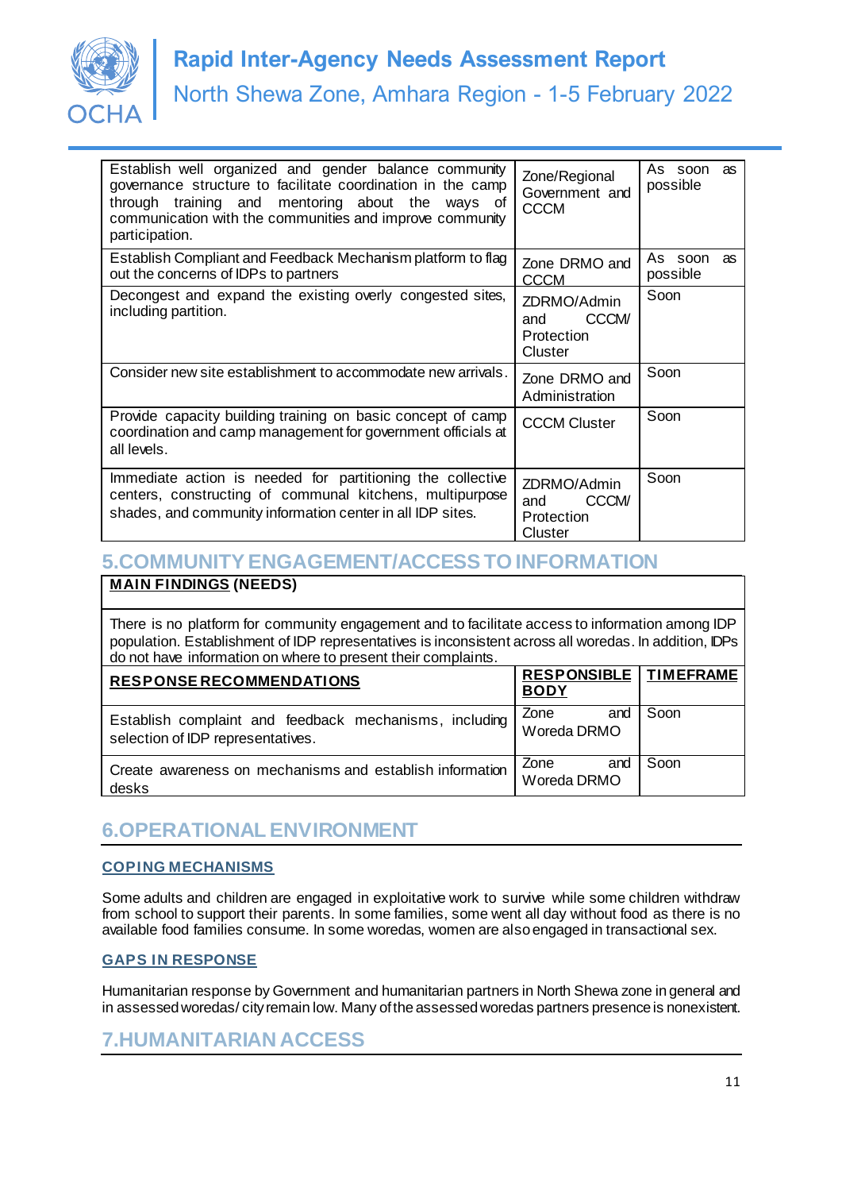| | | |
|---|---|---|
| Establish well organized and gender balance community governance structure to facilitate coordination in the camp through training and mentoring about the ways of communication with the communities and improve community participation. | Zone/Regional Government and CCCM | As soon as possible |
| Establish Compliant and Feedback Mechanism platform to flag out the concerns of IDPs to partners | Zone DRMO and CCCM | As soon as possible |
| Decongest and expand the existing overly congested sites, including partition. | ZDRMO/Admin and CCCM/ Protection Cluster | Soon |
| Consider new site establishment to accommodate new arrivals. | Zone DRMO and Administration | Soon |
| Provide capacity building training on basic concept of camp coordination and camp management for government officials at all levels. | CCCM Cluster | Soon |
| Immediate action is needed for partitioning the collective centers, constructing of communal kitchens, multipurpose shades, and community information center in all IDP sites. | ZDRMO/Admin and CCCM/ Protection Cluster | Soon |

## 5.COMMUNITY ENGAGEMENT/ACCESS TO INFORMATION

| **MAIN FINDINGS (NEEDS)** | | |
|---|---|---|
| There is no platform for community engagement and to facilitate access to information among IDP population. Establishment of IDP representatives is inconsistent across all woredas. In addition, IDPs do not have information on where to present their complaints. | | |
| **RESPONSE RECOMMENDATIONS** | **RESPONSIBLE BODY** | **TIMEFRAME** |
| Establish complaint and feedback mechanisms, including selection of IDP representatives. | Zone and Woreda DRMO | Soon |
| Create awareness on mechanisms and establish information desks | Zone and Woreda DRMO | Soon |

## 6.OPERATIONAL ENVIRONMENT

### COPING MECHANISMS

Some adults and children are engaged in exploitative work to survive while some children withdraw from school to support their parents. In some families, some went all day without food as there is no available food families consume. In some woredas, women are also engaged in transactional sex.

### GAPS IN RESPONSE

Humanitarian response by Government and humanitarian partners in North Shewa zone in general and in assessed woredas/ city remain low. Many of the assessed woredas partners presence is nonexistent.

## 7.HUMANITARIAN ACCESS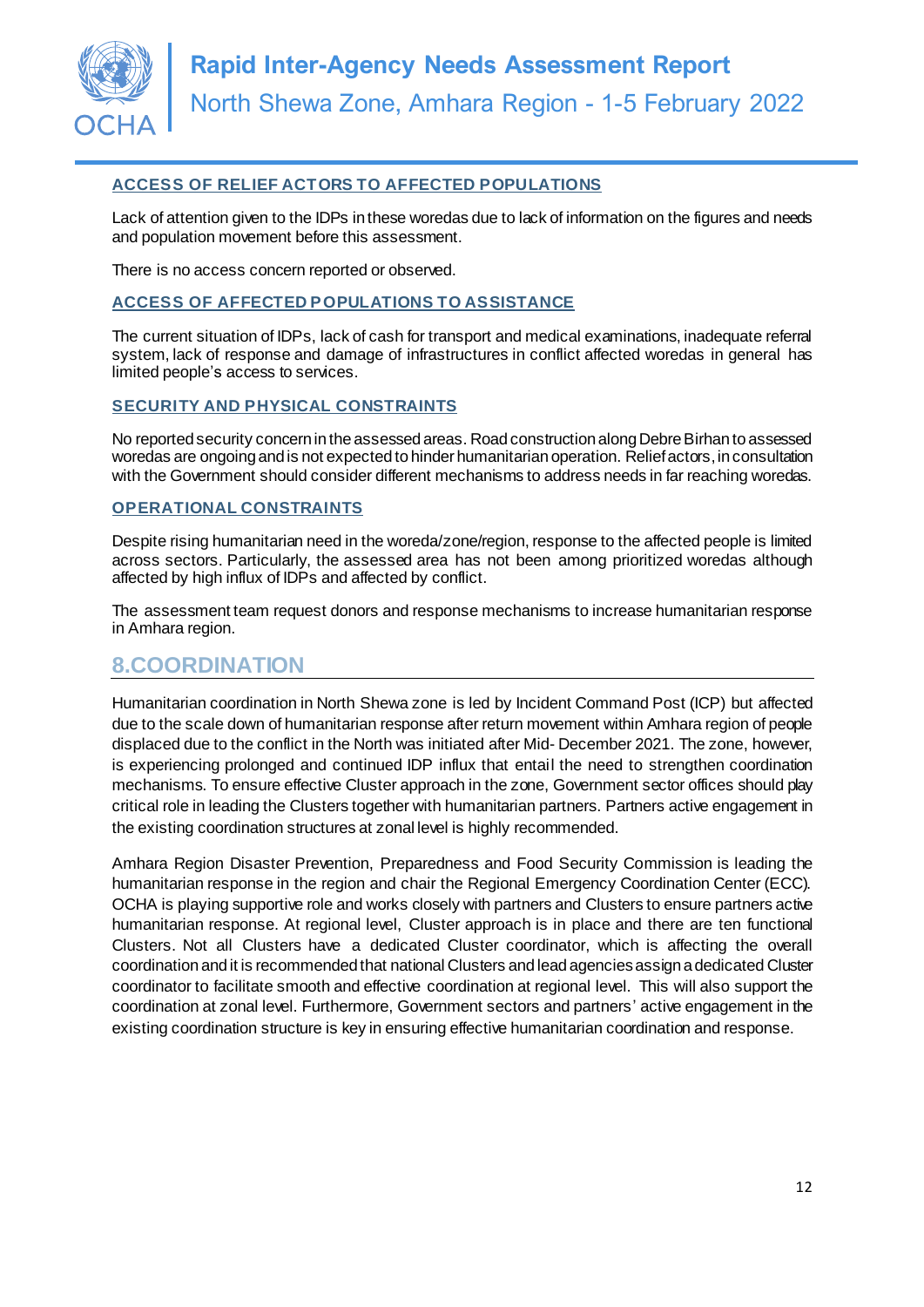### ACCESS OF RELIEF ACTORS TO AFFECTED POPULATIONS

Lack of attention given to the IDPs in these woredas due to lack of information on the figures and needs and population movement before this assessment.

There is no access concern reported or observed.

### ACCESS OF AFFECTED POPULATIONS TO ASSISTANCE

The current situation of IDPs, lack of cash for transport and medical examinations, inadequate referral system, lack of response and damage of infrastructures in conflict affected woredas in general has limited people's access to services.

### SECURITY AND PHYSICAL CONSTRAINTS

No reported security concern in the assessed areas. Road construction along Debre Birhan to assessed woredas are ongoing and is not expected to hinder humanitarian operation. Relief actors, in consultation with the Government should consider different mechanisms to address needs in far reaching woredas.

### OPERATIONAL CONSTRAINTS

Despite rising humanitarian need in the woreda/zone/region, response to the affected people is limited across sectors. Particularly, the assessed area has not been among prioritized woredas although affected by high influx of IDPs and affected by conflict.

The assessment team request donors and response mechanisms to increase humanitarian response in Amhara region.

## 8.COORDINATION

Humanitarian coordination in North Shewa zone is led by Incident Command Post (ICP) but affected due to the scale down of humanitarian response after return movement within Amhara region of people displaced due to the conflict in the North was initiated after Mid- December 2021. The zone, however, is experiencing prolonged and continued IDP influx that entail the need to strengthen coordination mechanisms. To ensure effective Cluster approach in the zone, Government sector offices should play critical role in leading the Clusters together with humanitarian partners. Partners active engagement in the existing coordination structures at zonal level is highly recommended.

Amhara Region Disaster Prevention, Preparedness and Food Security Commission is leading the humanitarian response in the region and chair the Regional Emergency Coordination Center (ECC). OCHA is playing supportive role and works closely with partners and Clusters to ensure partners active humanitarian response. At regional level, Cluster approach is in place and there are ten functional Clusters. Not all Clusters have a dedicated Cluster coordinator, which is affecting the overall coordination and it is recommended that national Clusters and lead agencies assign a dedicated Cluster coordinator to facilitate smooth and effective coordination at regional level. This will also support the coordination at zonal level. Furthermore, Government sectors and partners' active engagement in the existing coordination structure is key in ensuring effective humanitarian coordination and response.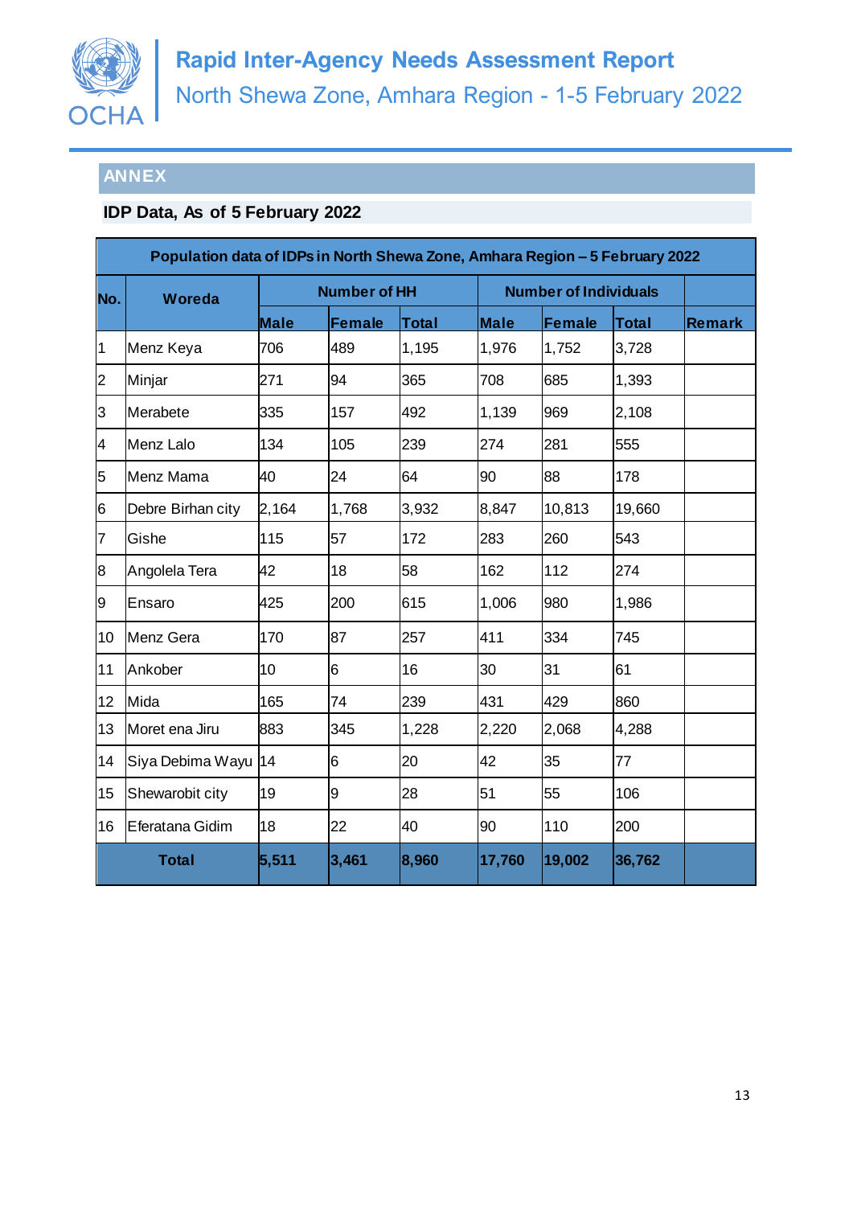## ANNEX

### IDP Data, As of 5 February 2022

| Population data of IDPs in North Shewa Zone, Amhara Region – 5 February 2022 | | | | | | | | |
|---|---|---|---|---|---|---|---|---|
| No. | Woreda | Number of HH | | | Number of Individuals | | | |
| | | Male | Female | Total | Male | Female | Total | Remark |
| 1 | Menz Keya | 706 | 489 | 1,195 | 1,976 | 1,752 | 3,728 | |
| 2 | Minjar | 271 | 94 | 365 | 708 | 685 | 1,393 | |
| 3 | Merabete | 335 | 157 | 492 | 1,139 | 969 | 2,108 | |
| 4 | Menz Lalo | 134 | 105 | 239 | 274 | 281 | 555 | |
| 5 | Menz Mama | 40 | 24 | 64 | 90 | 88 | 178 | |
| 6 | Debre Birhan city | 2,164 | 1,768 | 3,932 | 8,847 | 10,813 | 19,660 | |
| 7 | Gishe | 115 | 57 | 172 | 283 | 260 | 543 | |
| 8 | Angolela Tera | 42 | 18 | 58 | 162 | 112 | 274 | |
| 9 | Ensaro | 425 | 200 | 615 | 1,006 | 980 | 1,986 | |
| 10 | Menz Gera | 170 | 87 | 257 | 411 | 334 | 745 | |
| 11 | Ankober | 10 | 6 | 16 | 30 | 31 | 61 | |
| 12 | Mida | 165 | 74 | 239 | 431 | 429 | 860 | |
| 13 | Moret ena Jiru | 883 | 345 | 1,228 | 2,220 | 2,068 | 4,288 | |
| 14 | Siya Debima Wayu | 14 | 6 | 20 | 42 | 35 | 77 | |
| 15 | Shewarobit city | 19 | 9 | 28 | 51 | 55 | 106 | |
| 16 | Eferatana Gidim | 18 | 22 | 40 | 90 | 110 | 200 | |
| **Total** | | **5,511** | **3,461** | **8,960** | **17,760** | **19,002** | **36,762** | |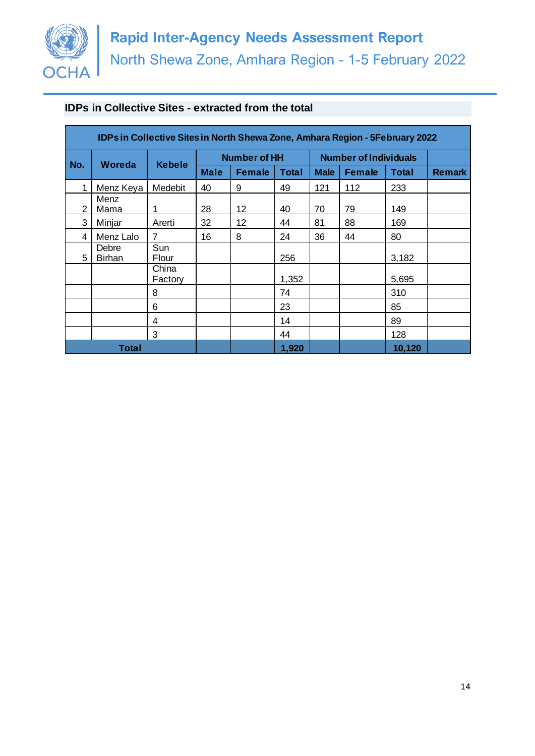### IDPs in Collective Sites - extracted from the total

| IDPs in Collective Sites in North Shewa Zone, Amhara Region - 5February 2022 | | | | | | | | | |
|---|---|---|---|---|---|---|---|---|---|
| No. | Woreda | Kebele | Number of HH | | | Number of Individuals | | | Remark |
| | | | Male | Female | Total | Male | Female | Total | |
| 1 | Menz Keya | Medebit | 40 | 9 | 49 | 121 | 112 | 233 | |
| 2 | Menz Mama | 1 | 28 | 12 | 40 | 70 | 79 | 149 | |
| 3 | Minjar | Arerti | 32 | 12 | 44 | 81 | 88 | 169 | |
| 4 | Menz Lalo | 7 | 16 | 8 | 24 | 36 | 44 | 80 | |
| 5 | Debre Birhan | Sun Flour | | | 256 | | | 3,182 | |
| | | China Factory | | | 1,352 | | | 5,695 | |
| | | 8 | | | 74 | | | 310 | |
| | | 6 | | | 23 | | | 85 | |
| | | 4 | | | 14 | | | 89 | |
| | | 3 | | | 44 | | | 128 | |
| **Total** | | | | | **1,920** | | | **10,120** | |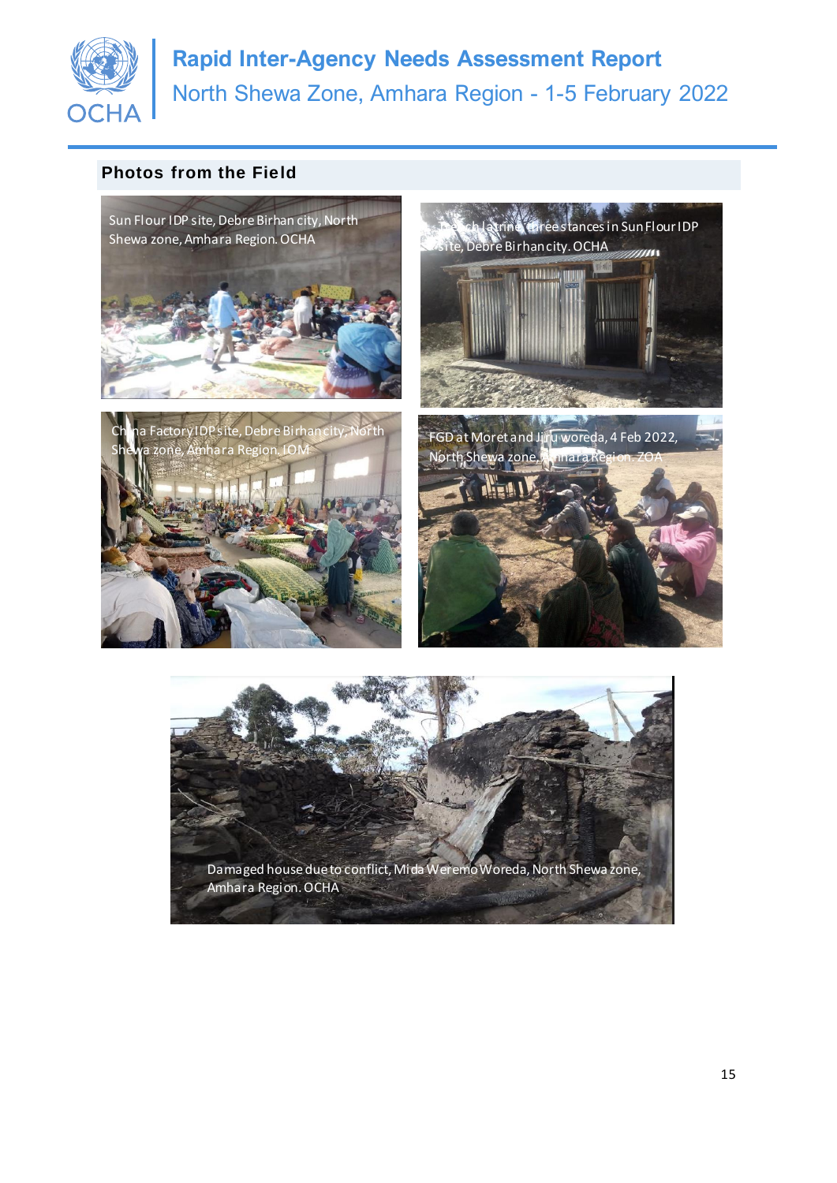## Photos from the Field

Sun Flour IDP site, Debre Birhan city, North Shewa zone, Amhara Region. OCHA

Trench latrine three stances in Sun Flour IDP site, Debre Birhan city. OCHA

China Factory IDP site, Debre Birhan city, North Shewa zone, Amhara Region. IOM

FGD at Moret and Jiru woreda, 4 Feb 2022, North Shewa zone, Amhara Region. ZOA

Damaged house due to conflict, Mida Weremo Woreda, North Shewa zone, Amhara Region. OCHA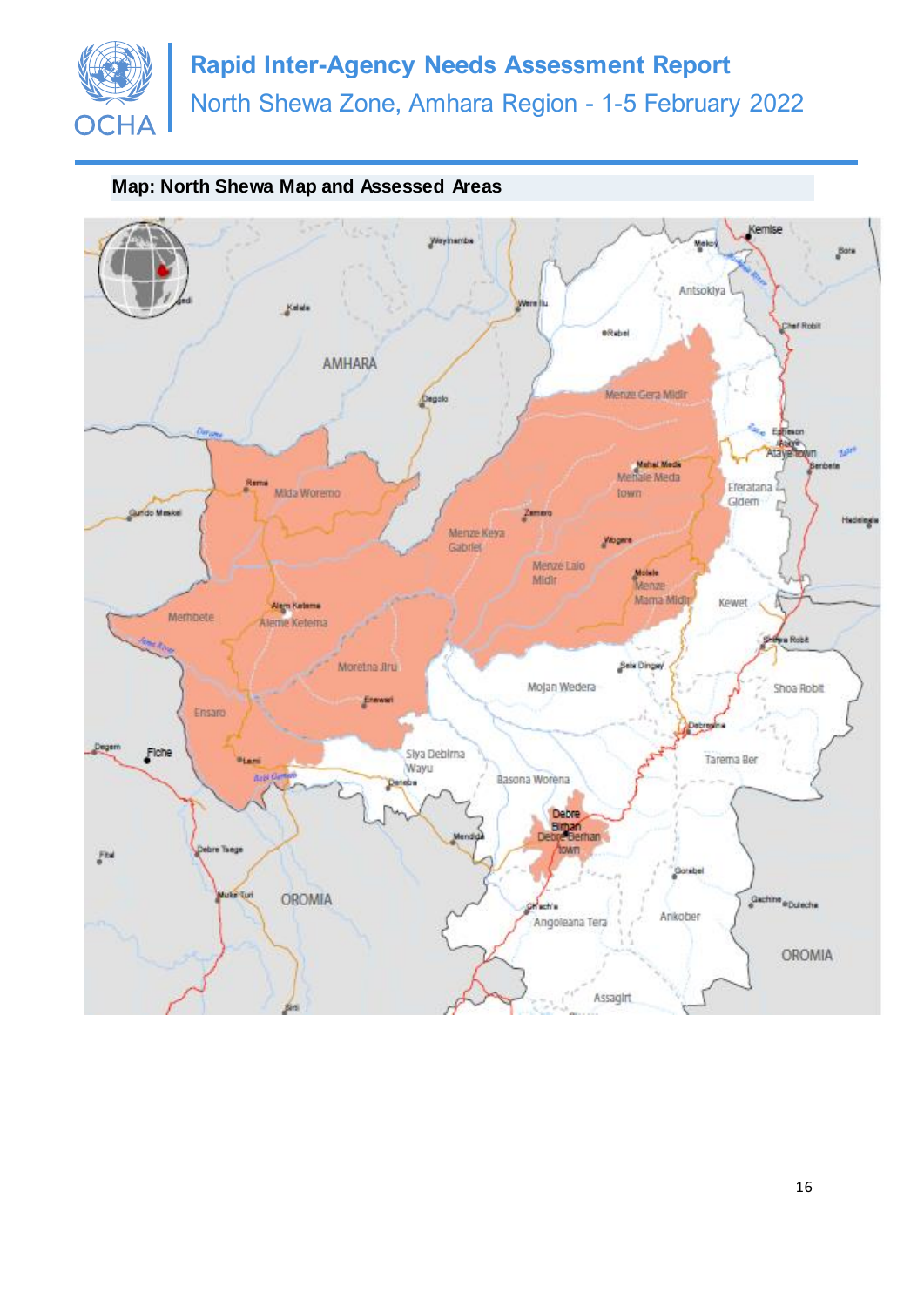**Map: North Shewa Map and Assessed Areas**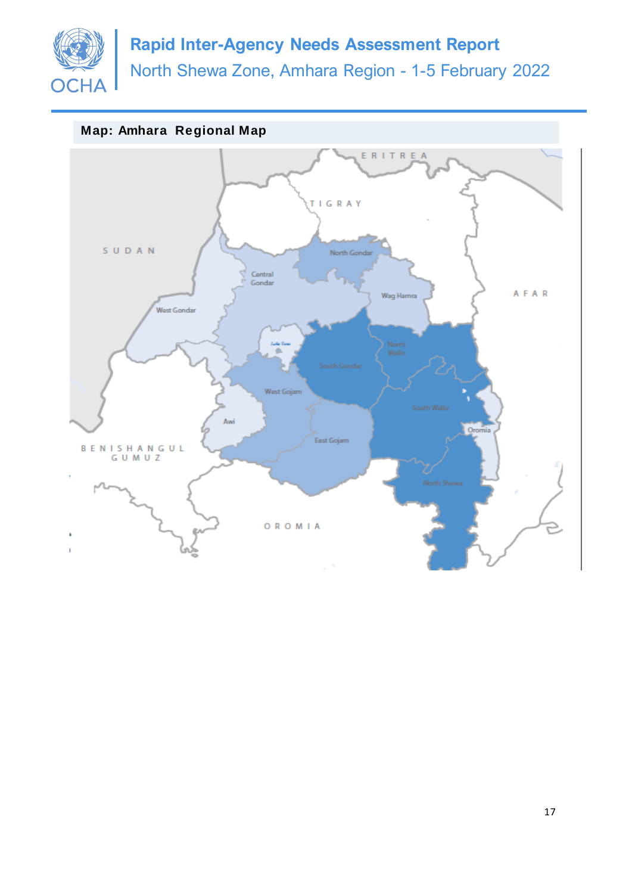**Map: Amhara Regional Map**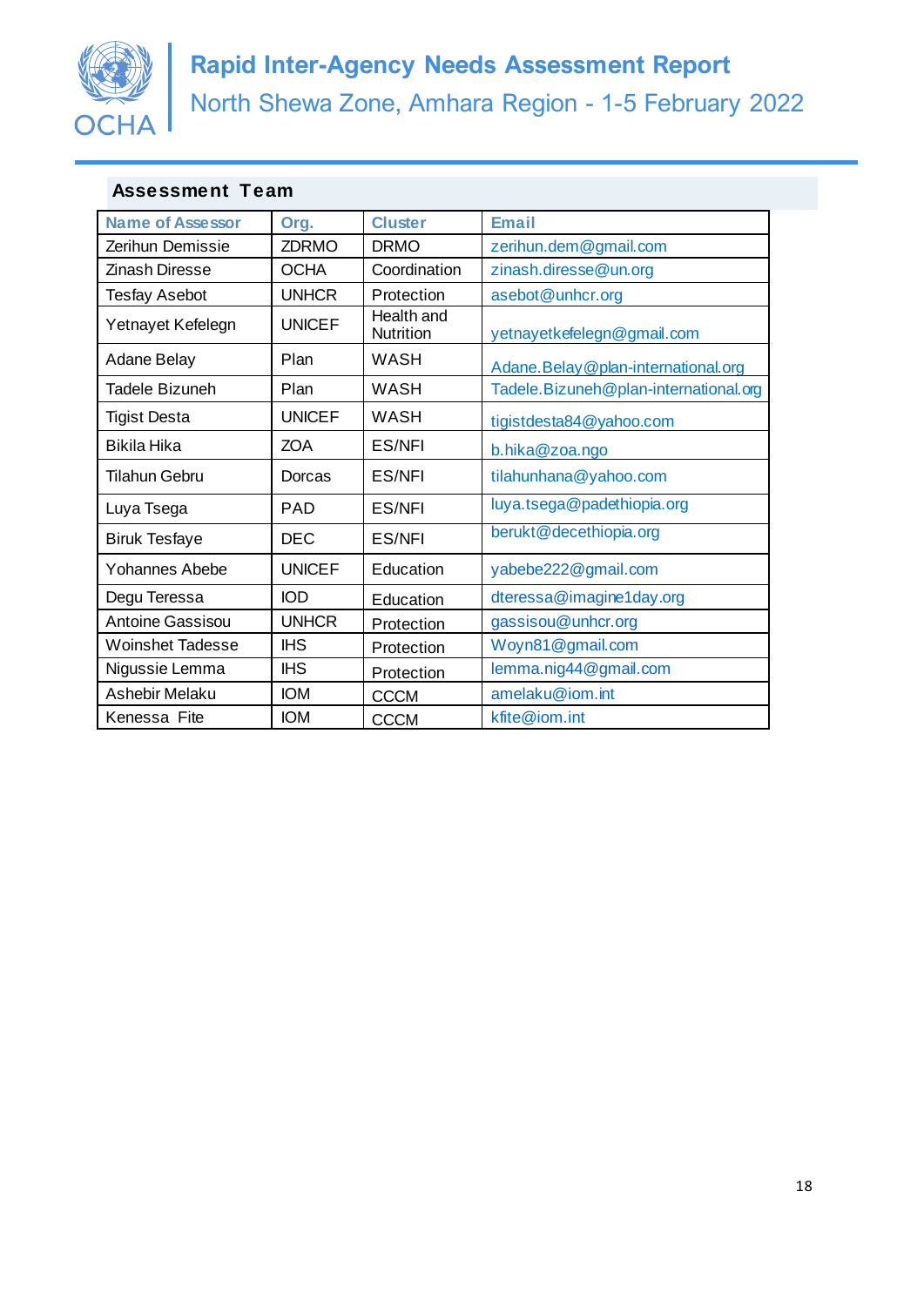## Assessment Team

| Name of Assessor | Org. | Cluster | Email |
|---|---|---|---|
| Zerihun Demissie | ZDRMO | DRMO | zerihun.dem@gmail.com |
| Zinash Diresse | OCHA | Coordination | zinash.diresse@un.org |
| Tesfay Asebot | UNHCR | Protection | asebot@unhcr.org |
| Yetnayet Kefelegn | UNICEF | Health and Nutrition | yetnayetkefelegn@gmail.com |
| Adane Belay | Plan | WASH | Adane.Belay@plan-international.org |
| Tadele Bizuneh | Plan | WASH | Tadele.Bizuneh@plan-international.org |
| Tigist Desta | UNICEF | WASH | tigistdesta84@yahoo.com |
| Bikila Hika | ZOA | ES/NFI | b.hika@zoa.ngo |
| Tilahun Gebru | Dorcas | ES/NFI | tilahunhana@yahoo.com |
| Luya Tsega | PAD | ES/NFI | luya.tsega@padethiopia.org |
| Biruk Tesfaye | DEC | ES/NFI | berukt@decethiopia.org |
| Yohannes Abebe | UNICEF | Education | yabebe222@gmail.com |
| Degu Teressa | IOD | Education | dteressa@imagine1day.org |
| Antoine Gassisou | UNHCR | Protection | gassisou@unhcr.org |
| Woinshet Tadesse | IHS | Protection | Woyn81@gmail.com |
| Nigussie Lemma | IHS | Protection | lemma.nig44@gmail.com |
| Ashebir Melaku | IOM | CCCM | amelaku@iom.int |
| Kenessa Fite | IOM | CCCM | kfite@iom.int |